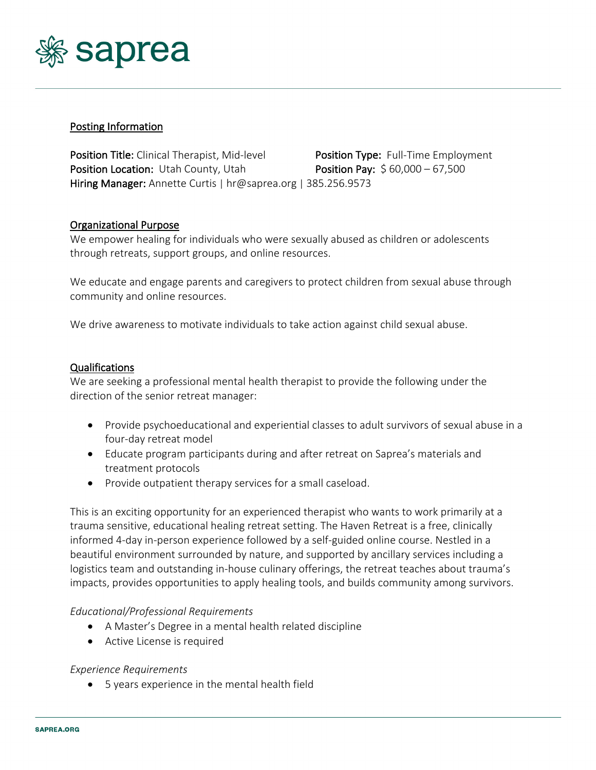# saprea

## Posting Information

**Position Title:** Clinical Therapist, Mid-level
**Position Type:** Full-Time Employment
**Position Location:** Utah County, Utah
**Position Pay:** $ 60,000 – 67,500
**Hiring Manager:** Annette Curtis | hr@saprea.org | 385.256.9573

## Organizational Purpose

We empower healing for individuals who were sexually abused as children or adolescents through retreats, support groups, and online resources.

We educate and engage parents and caregivers to protect children from sexual abuse through community and online resources.

We drive awareness to motivate individuals to take action against child sexual abuse.

## Qualifications

We are seeking a professional mental health therapist to provide the following under the direction of the senior retreat manager:

- Provide psychoeducational and experiential classes to adult survivors of sexual abuse in a four-day retreat model
- Educate program participants during and after retreat on Saprea's materials and treatment protocols
- Provide outpatient therapy services for a small caseload.

This is an exciting opportunity for an experienced therapist who wants to work primarily at a trauma sensitive, educational healing retreat setting. The Haven Retreat is a free, clinically informed 4-day in-person experience followed by a self-guided online course. Nestled in a beautiful environment surrounded by nature, and supported by ancillary services including a logistics team and outstanding in-house culinary offerings, the retreat teaches about trauma's impacts, provides opportunities to apply healing tools, and builds community among survivors.

*Educational/Professional Requirements*

- A Master's Degree in a mental health related discipline
- Active License is required

*Experience Requirements*

- 5 years experience in the mental health field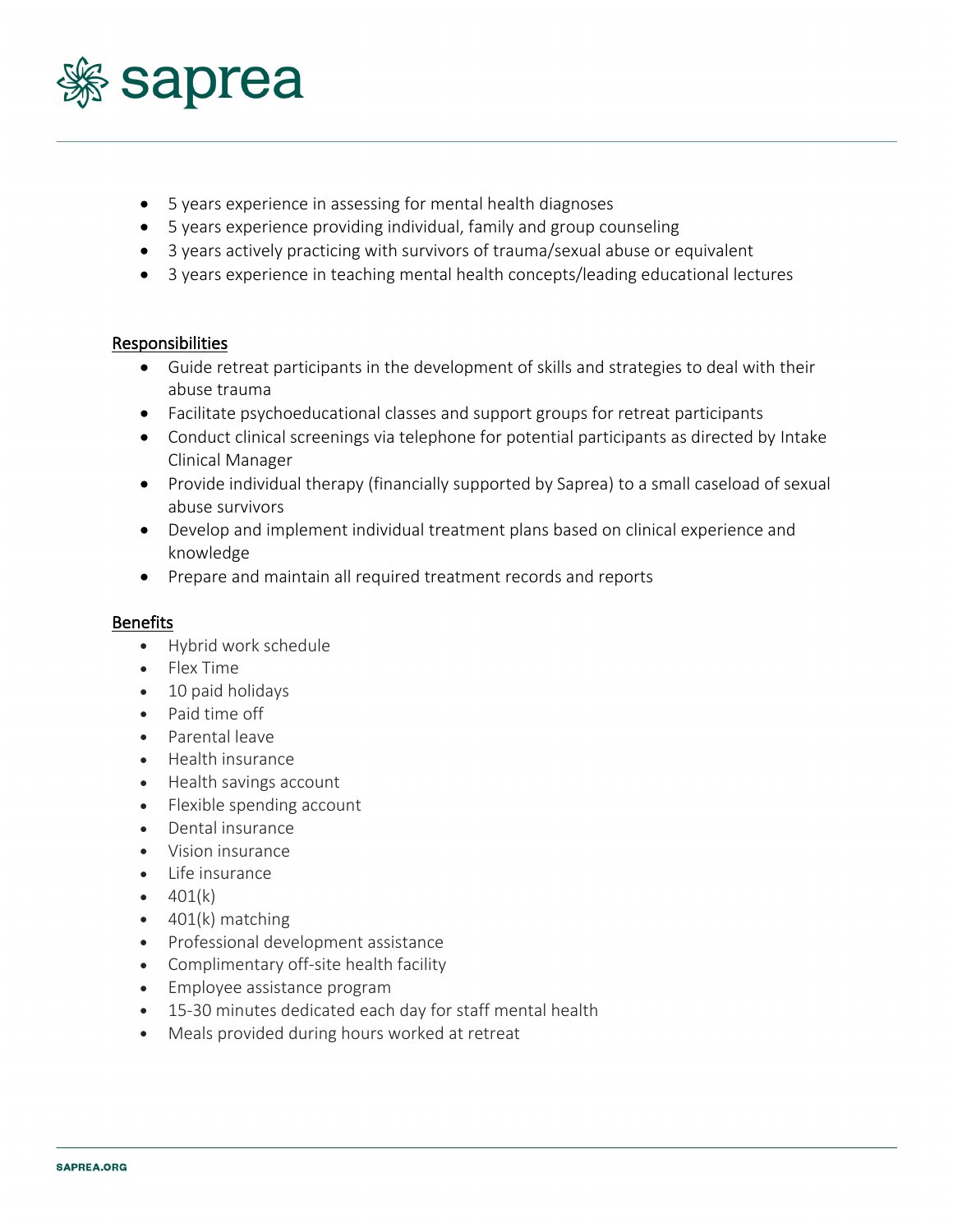- 5 years experience in assessing for mental health diagnoses
- 5 years experience providing individual, family and group counseling
- 3 years actively practicing with survivors of trauma/sexual abuse or equivalent
- 3 years experience in teaching mental health concepts/leading educational lectures

## Responsibilities

- Guide retreat participants in the development of skills and strategies to deal with their abuse trauma
- Facilitate psychoeducational classes and support groups for retreat participants
- Conduct clinical screenings via telephone for potential participants as directed by Intake Clinical Manager
- Provide individual therapy (financially supported by Saprea) to a small caseload of sexual abuse survivors
- Develop and implement individual treatment plans based on clinical experience and knowledge
- Prepare and maintain all required treatment records and reports

## Benefits

- Hybrid work schedule
- Flex Time
- 10 paid holidays
- Paid time off
- Parental leave
- Health insurance
- Health savings account
- Flexible spending account
- Dental insurance
- Vision insurance
- Life insurance
- 401(k)
- 401(k) matching
- Professional development assistance
- Complimentary off-site health facility
- Employee assistance program
- 15-30 minutes dedicated each day for staff mental health
- Meals provided during hours worked at retreat